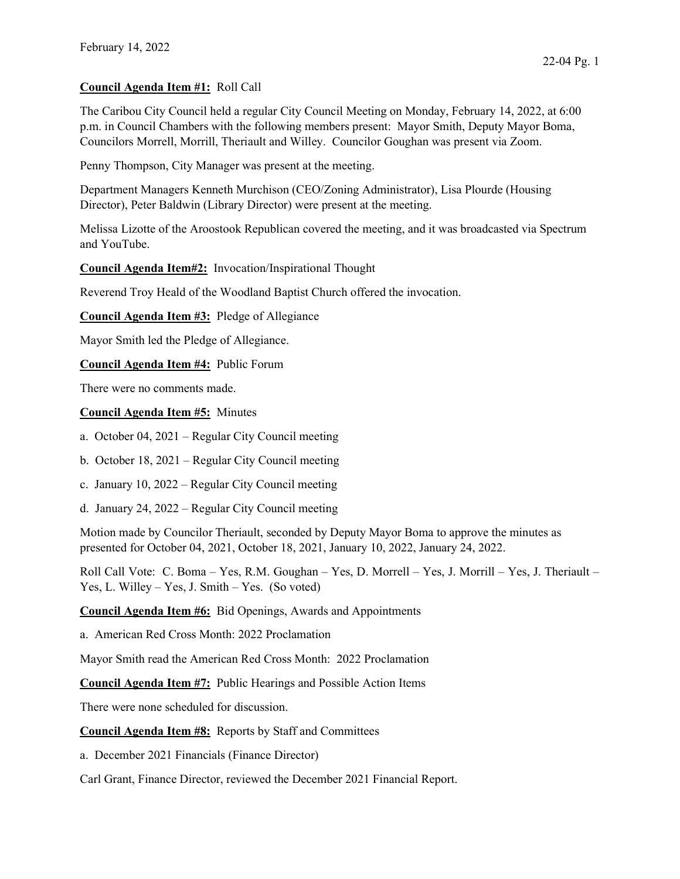**Council Agenda Item #1:** Roll Call

The Caribou City Council held a regular City Council Meeting on Monday, February 14, 2022, at 6:00 p.m. in Council Chambers with the following members present: Mayor Smith, Deputy Mayor Boma, Councilors Morrell, Morrill, Theriault and Willey. Councilor Goughan was present via Zoom.

Penny Thompson, City Manager was present at the meeting.

Department Managers Kenneth Murchison (CEO/Zoning Administrator), Lisa Plourde (Housing Director), Peter Baldwin (Library Director) were present at the meeting.

Melissa Lizotte of the Aroostook Republican covered the meeting, and it was broadcasted via Spectrum and YouTube.

**Council Agenda Item#2:** Invocation/Inspirational Thought

Reverend Troy Heald of the Woodland Baptist Church offered the invocation.

**Council Agenda Item #3:** Pledge of Allegiance

Mayor Smith led the Pledge of Allegiance.

**Council Agenda Item #4:** Public Forum

There were no comments made.

**Council Agenda Item #5:** Minutes

a. October 04, 2021 – Regular City Council meeting

b. October 18, 2021 – Regular City Council meeting

c. January 10, 2022 – Regular City Council meeting

d. January 24, 2022 – Regular City Council meeting

Motion made by Councilor Theriault, seconded by Deputy Mayor Boma to approve the minutes as presented for October 04, 2021, October 18, 2021, January 10, 2022, January 24, 2022.

Roll Call Vote: C. Boma – Yes, R.M. Goughan – Yes, D. Morrell – Yes, J. Morrill – Yes, J. Theriault – Yes, L. Willey – Yes, J. Smith – Yes. (So voted)

**Council Agenda Item #6:** Bid Openings, Awards and Appointments

a. American Red Cross Month: 2022 Proclamation

Mayor Smith read the American Red Cross Month: 2022 Proclamation

**Council Agenda Item #7:** Public Hearings and Possible Action Items

There were none scheduled for discussion.

**Council Agenda Item #8:** Reports by Staff and Committees

a. December 2021 Financials (Finance Director)

Carl Grant, Finance Director, reviewed the December 2021 Financial Report.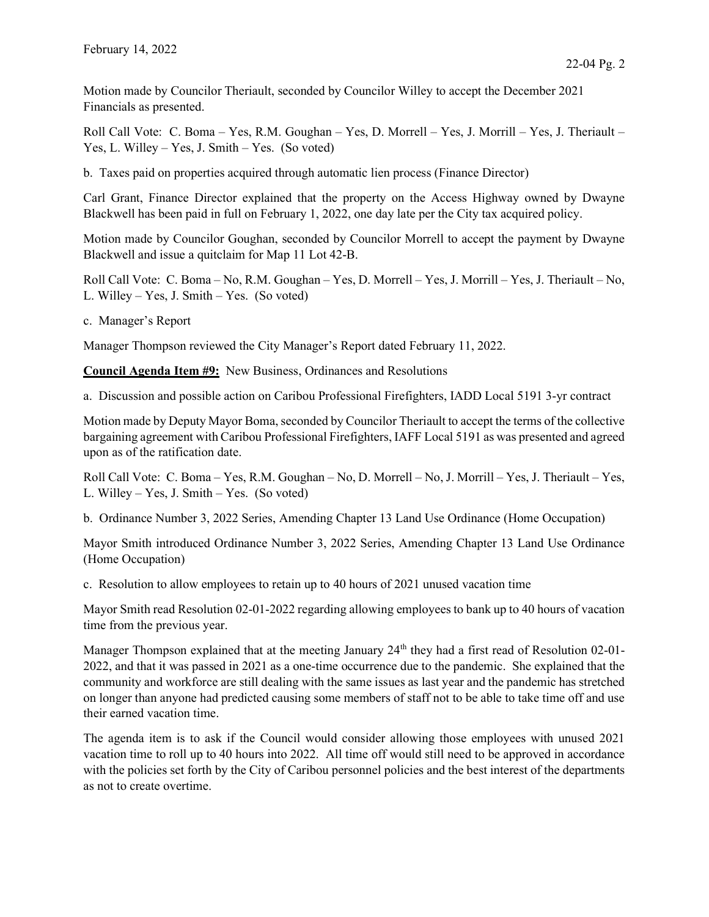Motion made by Councilor Theriault, seconded by Councilor Willey to accept the December 2021 Financials as presented.

Roll Call Vote: C. Boma – Yes, R.M. Goughan – Yes, D. Morrell – Yes, J. Morrill – Yes, J. Theriault – Yes, L. Willey – Yes, J. Smith – Yes. (So voted)

b. Taxes paid on properties acquired through automatic lien process (Finance Director)

Carl Grant, Finance Director explained that the property on the Access Highway owned by Dwayne Blackwell has been paid in full on February 1, 2022, one day late per the City tax acquired policy.

Motion made by Councilor Goughan, seconded by Councilor Morrell to accept the payment by Dwayne Blackwell and issue a quitclaim for Map 11 Lot 42-B.

Roll Call Vote: C. Boma – No, R.M. Goughan – Yes, D. Morrell – Yes, J. Morrill – Yes, J. Theriault – No, L. Willey – Yes, J. Smith – Yes. (So voted)

c. Manager's Report

Manager Thompson reviewed the City Manager's Report dated February 11, 2022.

**Council Agenda Item #9:** New Business, Ordinances and Resolutions

a. Discussion and possible action on Caribou Professional Firefighters, IADD Local 5191 3-yr contract

Motion made by Deputy Mayor Boma, seconded by Councilor Theriault to accept the terms of the collective bargaining agreement with Caribou Professional Firefighters, IAFF Local 5191 as was presented and agreed upon as of the ratification date.

Roll Call Vote: C. Boma – Yes, R.M. Goughan – No, D. Morrell – No, J. Morrill – Yes, J. Theriault – Yes, L. Willey – Yes, J. Smith – Yes. (So voted)

b. Ordinance Number 3, 2022 Series, Amending Chapter 13 Land Use Ordinance (Home Occupation)

Mayor Smith introduced Ordinance Number 3, 2022 Series, Amending Chapter 13 Land Use Ordinance (Home Occupation)

c. Resolution to allow employees to retain up to 40 hours of 2021 unused vacation time

Mayor Smith read Resolution 02-01-2022 regarding allowing employees to bank up to 40 hours of vacation time from the previous year.

Manager Thompson explained that at the meeting January 24th they had a first read of Resolution 02-01-2022, and that it was passed in 2021 as a one-time occurrence due to the pandemic. She explained that the community and workforce are still dealing with the same issues as last year and the pandemic has stretched on longer than anyone had predicted causing some members of staff not to be able to take time off and use their earned vacation time.

The agenda item is to ask if the Council would consider allowing those employees with unused 2021 vacation time to roll up to 40 hours into 2022. All time off would still need to be approved in accordance with the policies set forth by the City of Caribou personnel policies and the best interest of the departments as not to create overtime.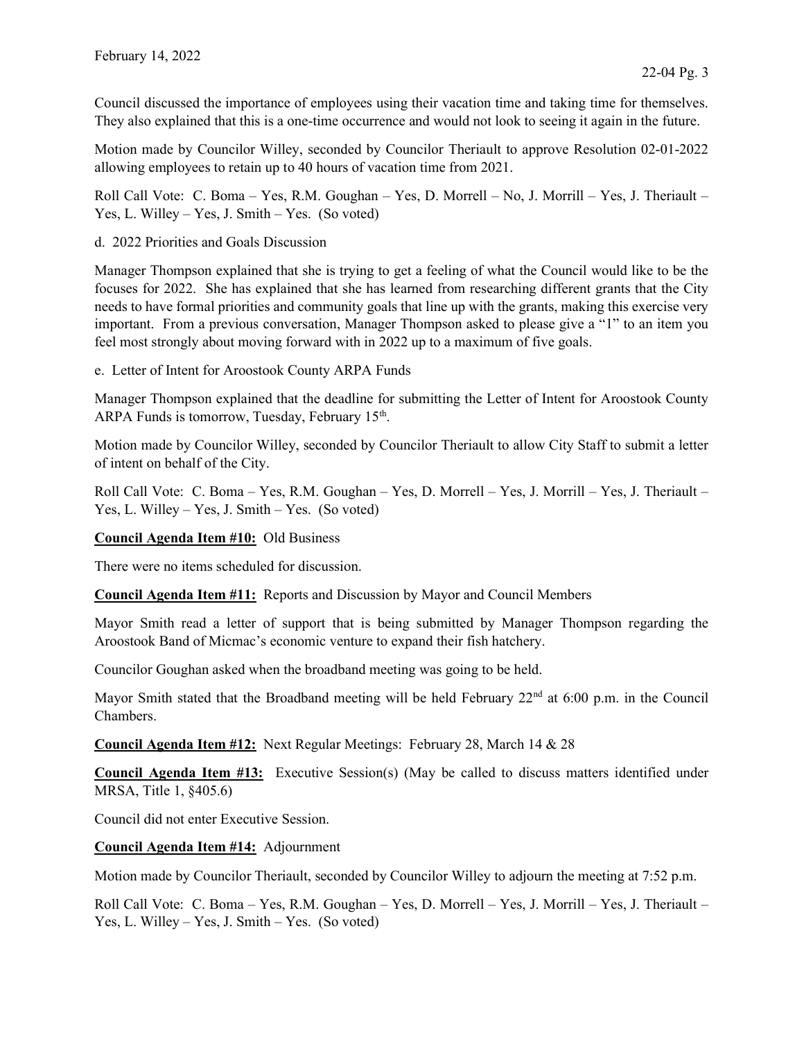Council discussed the importance of employees using their vacation time and taking time for themselves. They also explained that this is a one-time occurrence and would not look to seeing it again in the future.

Motion made by Councilor Willey, seconded by Councilor Theriault to approve Resolution 02-01-2022 allowing employees to retain up to 40 hours of vacation time from 2021.

Roll Call Vote: C. Boma – Yes, R.M. Goughan – Yes, D. Morrell – No, J. Morrill – Yes, J. Theriault – Yes, L. Willey – Yes, J. Smith – Yes. (So voted)

d. 2022 Priorities and Goals Discussion

Manager Thompson explained that she is trying to get a feeling of what the Council would like to be the focuses for 2022. She has explained that she has learned from researching different grants that the City needs to have formal priorities and community goals that line up with the grants, making this exercise very important. From a previous conversation, Manager Thompson asked to please give a "1" to an item you feel most strongly about moving forward with in 2022 up to a maximum of five goals.

e. Letter of Intent for Aroostook County ARPA Funds

Manager Thompson explained that the deadline for submitting the Letter of Intent for Aroostook County ARPA Funds is tomorrow, Tuesday, February 15th.

Motion made by Councilor Willey, seconded by Councilor Theriault to allow City Staff to submit a letter of intent on behalf of the City.

Roll Call Vote: C. Boma – Yes, R.M. Goughan – Yes, D. Morrell – Yes, J. Morrill – Yes, J. Theriault – Yes, L. Willey – Yes, J. Smith – Yes. (So voted)

**Council Agenda Item #10:** Old Business

There were no items scheduled for discussion.

**Council Agenda Item #11:** Reports and Discussion by Mayor and Council Members

Mayor Smith read a letter of support that is being submitted by Manager Thompson regarding the Aroostook Band of Micmac's economic venture to expand their fish hatchery.

Councilor Goughan asked when the broadband meeting was going to be held.

Mayor Smith stated that the Broadband meeting will be held February 22nd at 6:00 p.m. in the Council Chambers.

**Council Agenda Item #12:** Next Regular Meetings: February 28, March 14 & 28

**Council Agenda Item #13:** Executive Session(s) (May be called to discuss matters identified under MRSA, Title 1, §405.6)

Council did not enter Executive Session.

**Council Agenda Item #14:** Adjournment

Motion made by Councilor Theriault, seconded by Councilor Willey to adjourn the meeting at 7:52 p.m.

Roll Call Vote: C. Boma – Yes, R.M. Goughan – Yes, D. Morrell – Yes, J. Morrill – Yes, J. Theriault – Yes, L. Willey – Yes, J. Smith – Yes. (So voted)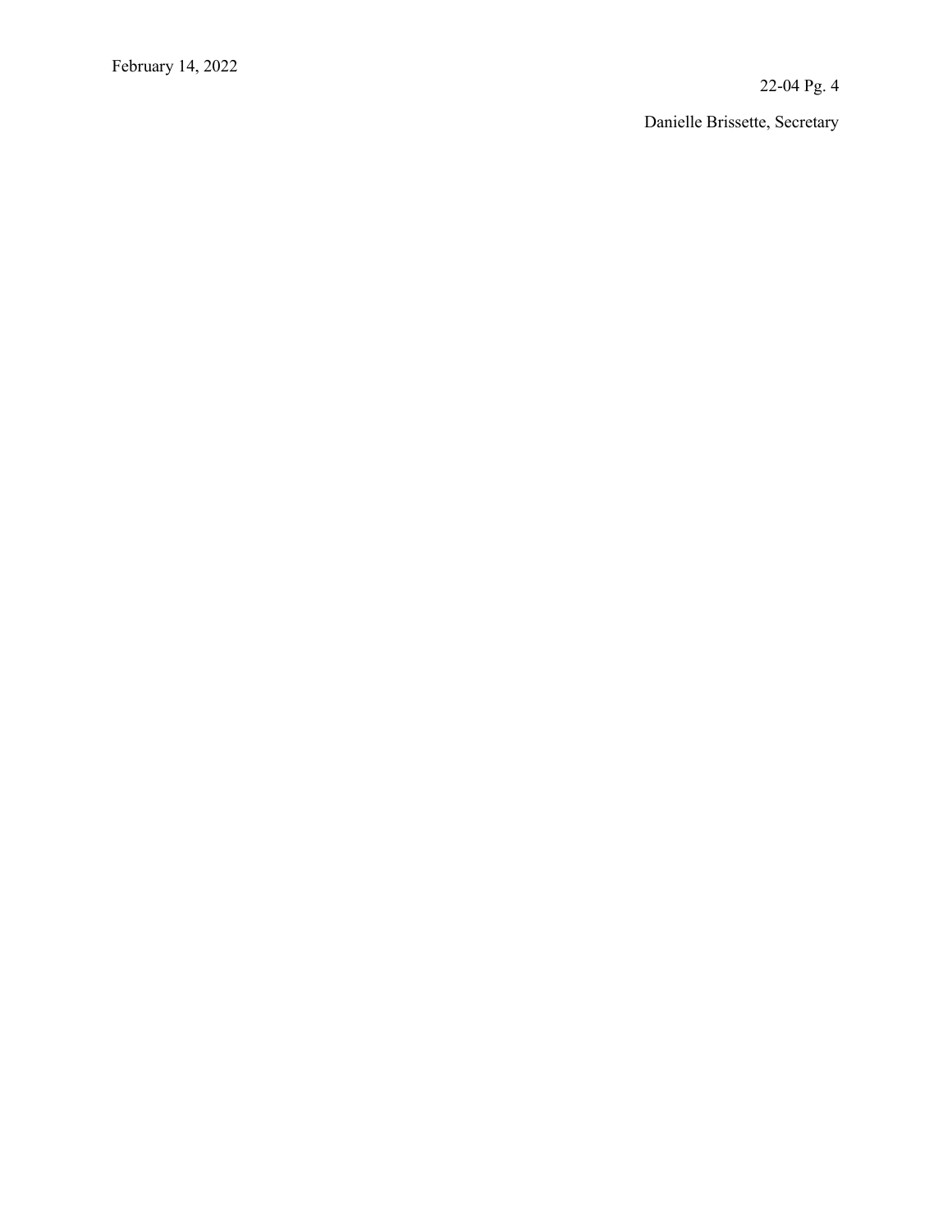Danielle Brissette, Secretary